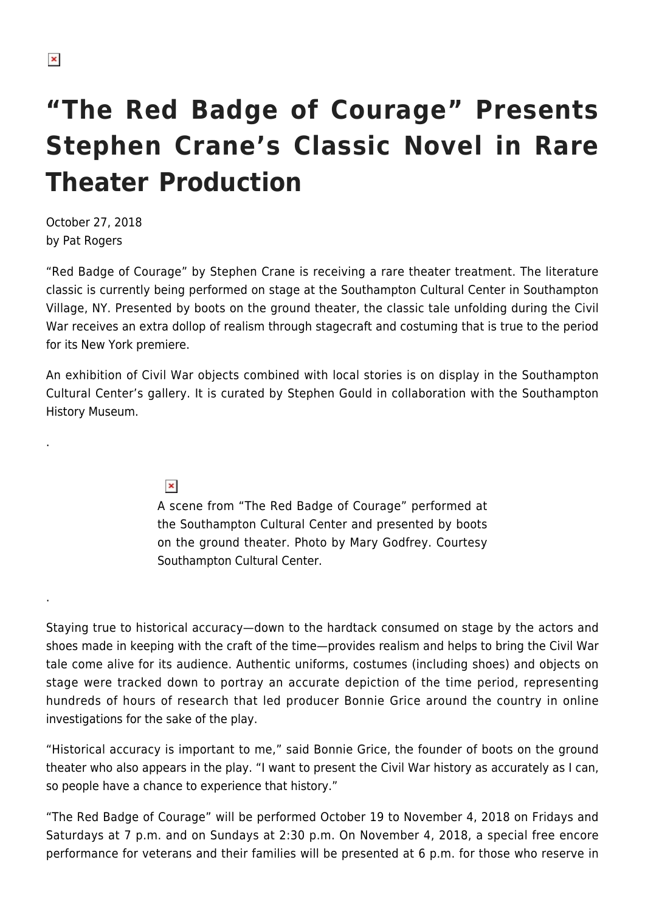# "The Red Badge of Courage" Presents Stephen Crane's Classic Novel in Rare Theater Production

October 27, 2018
by Pat Rogers

"Red Badge of Courage" by Stephen Crane is receiving a rare theater treatment. The literature classic is currently being performed on stage at the Southampton Cultural Center in Southampton Village, NY. Presented by boots on the ground theater, the classic tale unfolding during the Civil War receives an extra dollop of realism through stagecraft and costuming that is true to the period for its New York premiere.

An exhibition of Civil War objects combined with local stories is on display in the Southampton Cultural Center's gallery. It is curated by Stephen Gould in collaboration with the Southampton History Museum.

.

A scene from "The Red Badge of Courage" performed at the Southampton Cultural Center and presented by boots on the ground theater. Photo by Mary Godfrey. Courtesy Southampton Cultural Center.

.

Staying true to historical accuracy—down to the hardtack consumed on stage by the actors and shoes made in keeping with the craft of the time—provides realism and helps to bring the Civil War tale come alive for its audience. Authentic uniforms, costumes (including shoes) and objects on stage were tracked down to portray an accurate depiction of the time period, representing hundreds of hours of research that led producer Bonnie Grice around the country in online investigations for the sake of the play.

"Historical accuracy is important to me," said Bonnie Grice, the founder of boots on the ground theater who also appears in the play. "I want to present the Civil War history as accurately as I can, so people have a chance to experience that history."

"The Red Badge of Courage" will be performed October 19 to November 4, 2018 on Fridays and Saturdays at 7 p.m. and on Sundays at 2:30 p.m. On November 4, 2018, a special free encore performance for veterans and their families will be presented at 6 p.m. for those who reserve in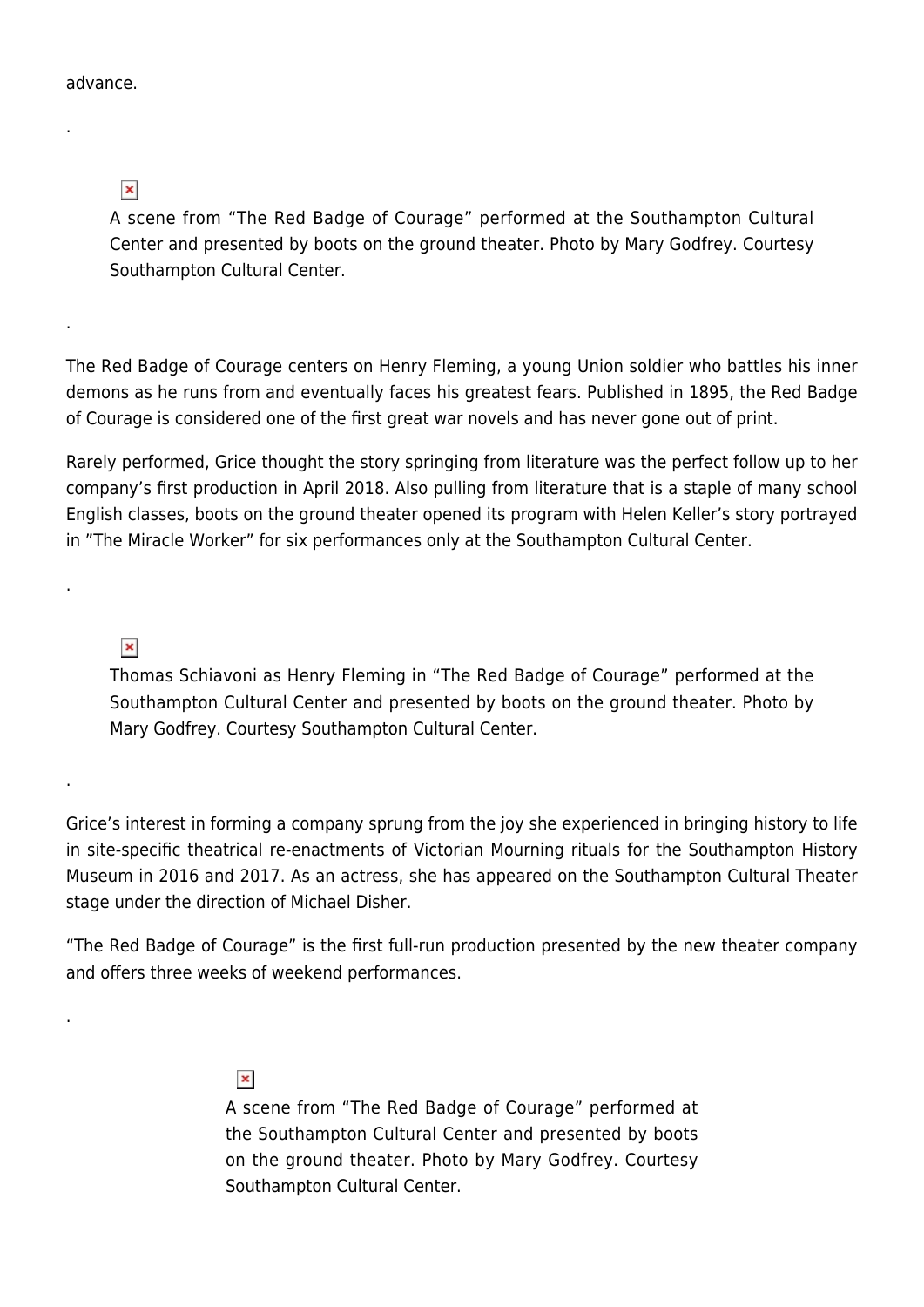advance.

.

A scene from “The Red Badge of Courage” performed at the Southampton Cultural Center and presented by boots on the ground theater. Photo by Mary Godfrey. Courtesy Southampton Cultural Center.

.

The Red Badge of Courage centers on Henry Fleming, a young Union soldier who battles his inner demons as he runs from and eventually faces his greatest fears. Published in 1895, the Red Badge of Courage is considered one of the first great war novels and has never gone out of print.

Rarely performed, Grice thought the story springing from literature was the perfect follow up to her company’s first production in April 2018. Also pulling from literature that is a staple of many school English classes, boots on the ground theater opened its program with Helen Keller’s story portrayed in ”The Miracle Worker” for six performances only at the Southampton Cultural Center.

.

Thomas Schiavoni as Henry Fleming in “The Red Badge of Courage” performed at the Southampton Cultural Center and presented by boots on the ground theater. Photo by Mary Godfrey. Courtesy Southampton Cultural Center.

.

Grice’s interest in forming a company sprung from the joy she experienced in bringing history to life in site-specific theatrical re-enactments of Victorian Mourning rituals for the Southampton History Museum in 2016 and 2017. As an actress, she has appeared on the Southampton Cultural Theater stage under the direction of Michael Disher.

“The Red Badge of Courage” is the first full-run production presented by the new theater company and offers three weeks of weekend performances.

.

A scene from “The Red Badge of Courage” performed at the Southampton Cultural Center and presented by boots on the ground theater. Photo by Mary Godfrey. Courtesy Southampton Cultural Center.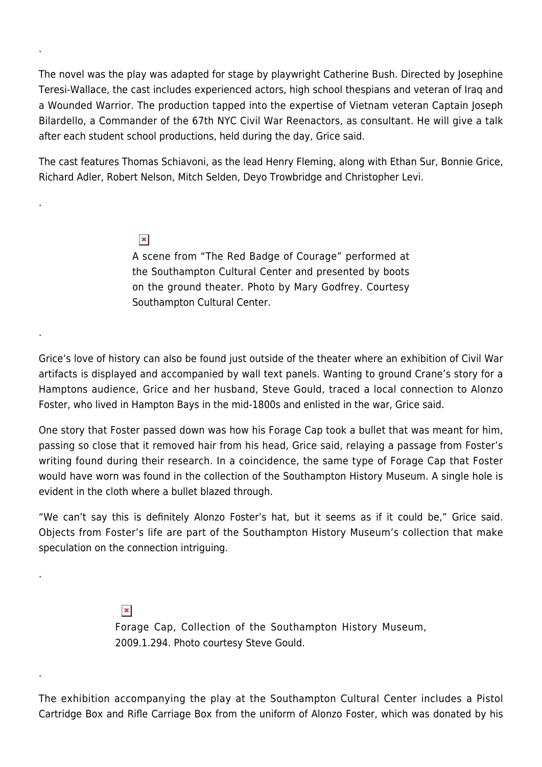.

The novel was the play was adapted for stage by playwright Catherine Bush. Directed by Josephine Teresi-Wallace, the cast includes experienced actors, high school thespians and veteran of Iraq and a Wounded Warrior. The production tapped into the expertise of Vietnam veteran Captain Joseph Bilardello, a Commander of the 67th NYC Civil War Reenactors, as consultant. He will give a talk after each student school productions, held during the day, Grice said.

The cast features Thomas Schiavoni, as the lead Henry Fleming, along with Ethan Sur, Bonnie Grice, Richard Adler, Robert Nelson, Mitch Selden, Deyo Trowbridge and Christopher Levi.

.

A scene from "The Red Badge of Courage" performed at the Southampton Cultural Center and presented by boots on the ground theater. Photo by Mary Godfrey. Courtesy Southampton Cultural Center.

.

Grice's love of history can also be found just outside of the theater where an exhibition of Civil War artifacts is displayed and accompanied by wall text panels. Wanting to ground Crane's story for a Hamptons audience, Grice and her husband, Steve Gould, traced a local connection to Alonzo Foster, who lived in Hampton Bays in the mid-1800s and enlisted in the war, Grice said.

One story that Foster passed down was how his Forage Cap took a bullet that was meant for him, passing so close that it removed hair from his head, Grice said, relaying a passage from Foster's writing found during their research. In a coincidence, the same type of Forage Cap that Foster would have worn was found in the collection of the Southampton History Museum. A single hole is evident in the cloth where a bullet blazed through.

"We can't say this is definitely Alonzo Foster's hat, but it seems as if it could be," Grice said. Objects from Foster's life are part of the Southampton History Museum's collection that make speculation on the connection intriguing.

.

Forage Cap, Collection of the Southampton History Museum, 2009.1.294. Photo courtesy Steve Gould.

.

The exhibition accompanying the play at the Southampton Cultural Center includes a Pistol Cartridge Box and Rifle Carriage Box from the uniform of Alonzo Foster, which was donated by his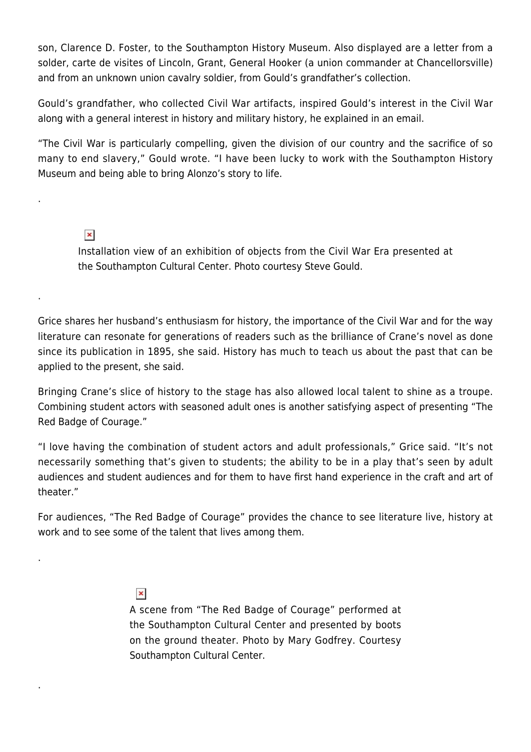son, Clarence D. Foster, to the Southampton History Museum. Also displayed are a letter from a solder, carte de visites of Lincoln, Grant, General Hooker (a union commander at Chancellorsville) and from an unknown union cavalry soldier, from Gould's grandfather's collection.

Gould's grandfather, who collected Civil War artifacts, inspired Gould's interest in the Civil War along with a general interest in history and military history, he explained in an email.

"The Civil War is particularly compelling, given the division of our country and the sacrifice of so many to end slavery," Gould wrote. "I have been lucky to work with the Southampton History Museum and being able to bring Alonzo's story to life.

.

Installation view of an exhibition of objects from the Civil War Era presented at the Southampton Cultural Center. Photo courtesy Steve Gould.

.

Grice shares her husband's enthusiasm for history, the importance of the Civil War and for the way literature can resonate for generations of readers such as the brilliance of Crane's novel as done since its publication in 1895, she said. History has much to teach us about the past that can be applied to the present, she said.

Bringing Crane's slice of history to the stage has also allowed local talent to shine as a troupe. Combining student actors with seasoned adult ones is another satisfying aspect of presenting "The Red Badge of Courage."

"I love having the combination of student actors and adult professionals," Grice said. "It's not necessarily something that's given to students; the ability to be in a play that's seen by adult audiences and student audiences and for them to have first hand experience in the craft and art of theater."

For audiences, "The Red Badge of Courage" provides the chance to see literature live, history at work and to see some of the talent that lives among them.

.

A scene from "The Red Badge of Courage" performed at the Southampton Cultural Center and presented by boots on the ground theater. Photo by Mary Godfrey. Courtesy Southampton Cultural Center.

.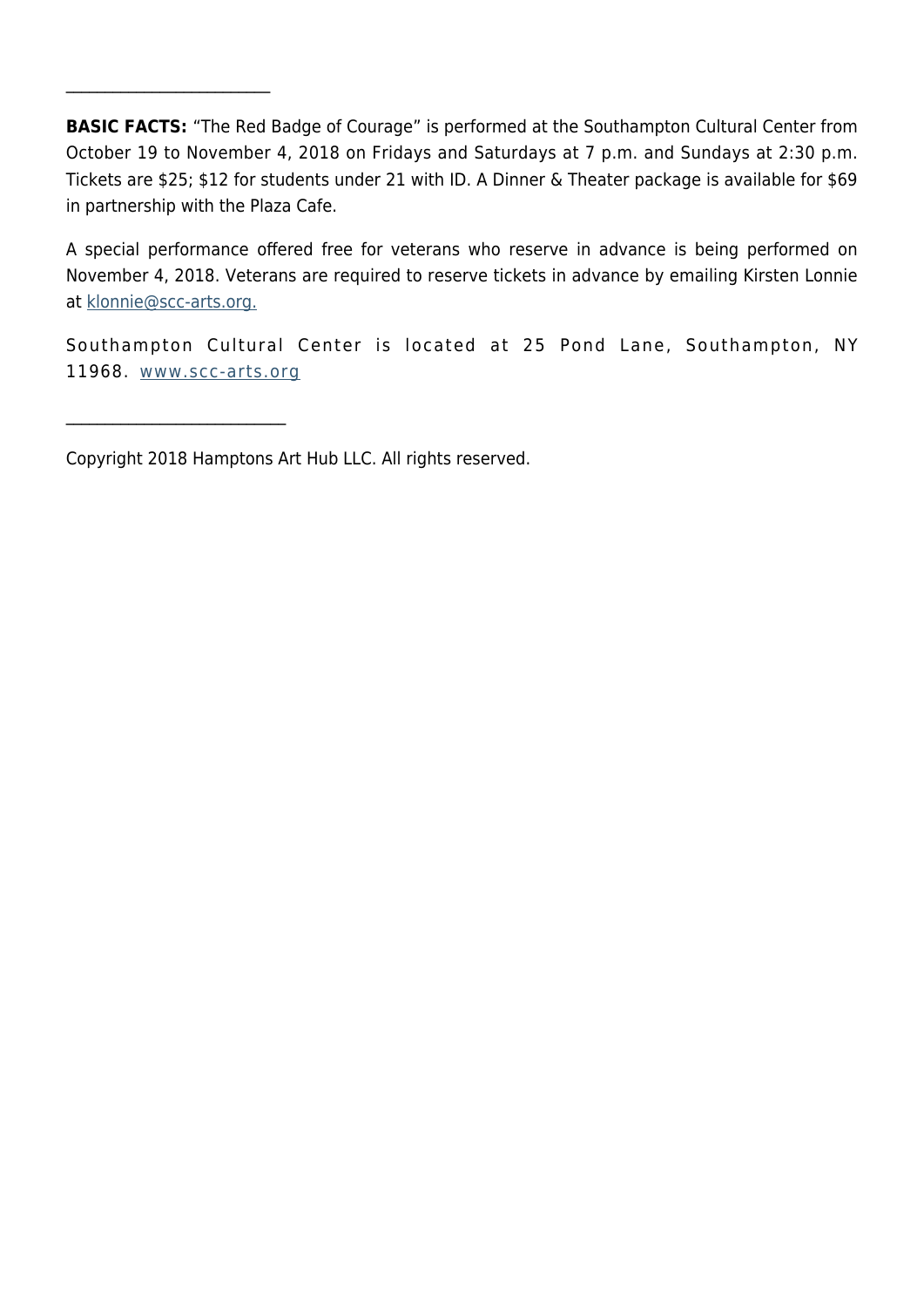_________________________

**BASIC FACTS:** "The Red Badge of Courage" is performed at the Southampton Cultural Center from October 19 to November 4, 2018 on Fridays and Saturdays at 7 p.m. and Sundays at 2:30 p.m. Tickets are $25; $12 for students under 21 with ID. A Dinner & Theater package is available for $69 in partnership with the Plaza Cafe.

A special performance offered free for veterans who reserve in advance is being performed on November 4, 2018. Veterans are required to reserve tickets in advance by emailing Kirsten Lonnie at klonnie@scc-arts.org.

Southampton Cultural Center is located at 25 Pond Lane, Southampton, NY 11968. www.scc-arts.org

_________________________

Copyright 2018 Hamptons Art Hub LLC. All rights reserved.